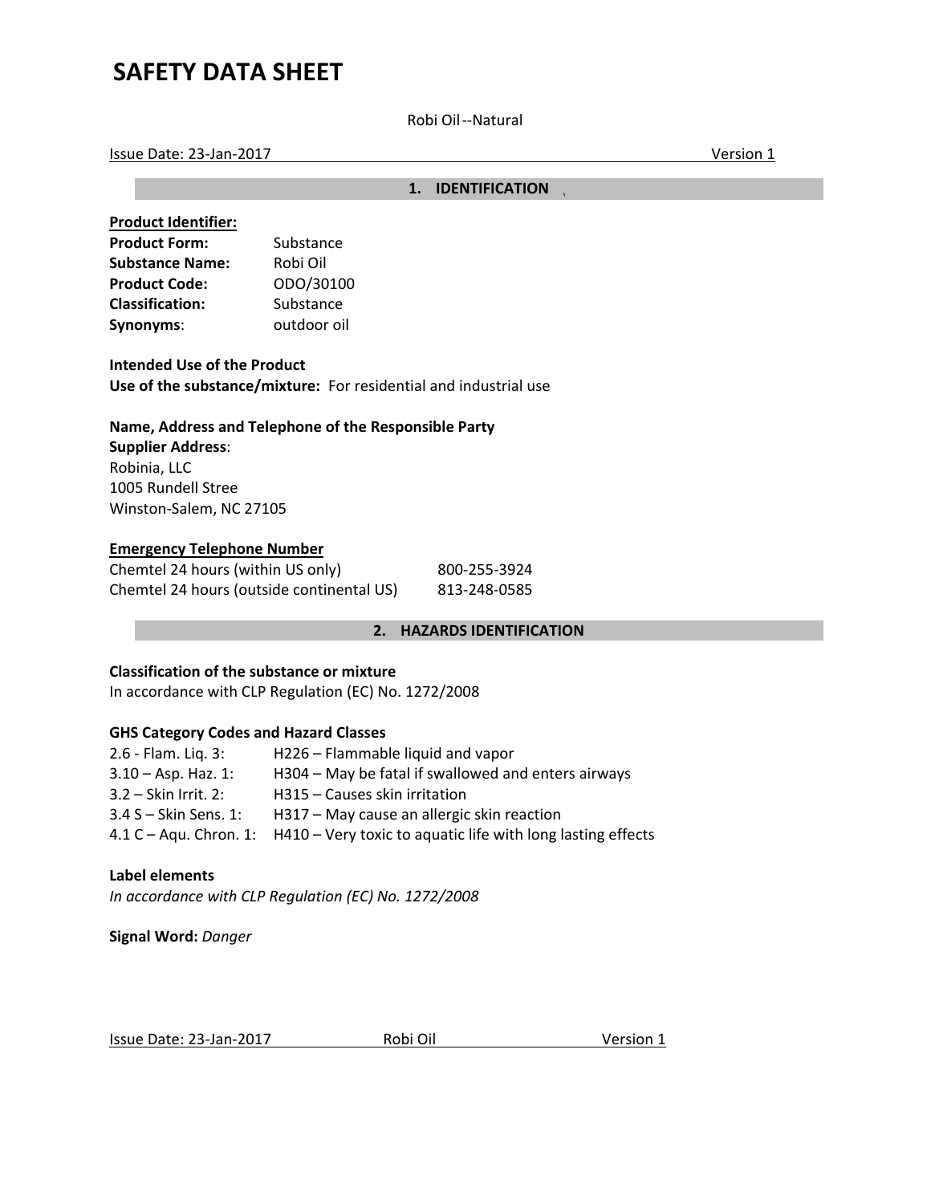# SAFETY DATA SHEET

Robi Oil--Natural

Issue Date: 23-Jan-2017 Version 1

## 1. IDENTIFICATION

**Product Identifier:**

| | |
|---|---|
| **Product Form:** | Substance |
| **Substance Name:** | Robi Oil |
| **Product Code:** | ODO/30100 |
| **Classification:** | Substance |
| **Synonyms:** | outdoor oil |

**Intended Use of the Product**
**Use of the substance/mixture:** For residential and industrial use

**Name, Address and Telephone of the Responsible Party**
**Supplier Address**:
Robinia, LLC
1005 Rundell Stree
Winston-Salem, NC 27105

**Emergency Telephone Number**

| | |
|---|---|
| Chemtel 24 hours (within US only) | 800-255-3924 |
| Chemtel 24 hours (outside continental US) | 813-248-0585 |

## 2. HAZARDS IDENTIFICATION

**Classification of the substance or mixture**
In accordance with CLP Regulation (EC) No. 1272/2008

**GHS Category Codes and Hazard Classes**

| | |
|---|---|
| 2.6 - Flam. Liq. 3: | H226 – Flammable liquid and vapor |
| 3.10 – Asp. Haz. 1: | H304 – May be fatal if swallowed and enters airways |
| 3.2 – Skin Irrit. 2: | H315 – Causes skin irritation |
| 3.4 S – Skin Sens. 1: | H317 – May cause an allergic skin reaction |
| 4.1 C – Aqu. Chron. 1: | H410 – Very toxic to aquatic life with long lasting effects |

**Label elements**
*In accordance with CLP Regulation (EC) No. 1272/2008*

**Signal Word:** *Danger*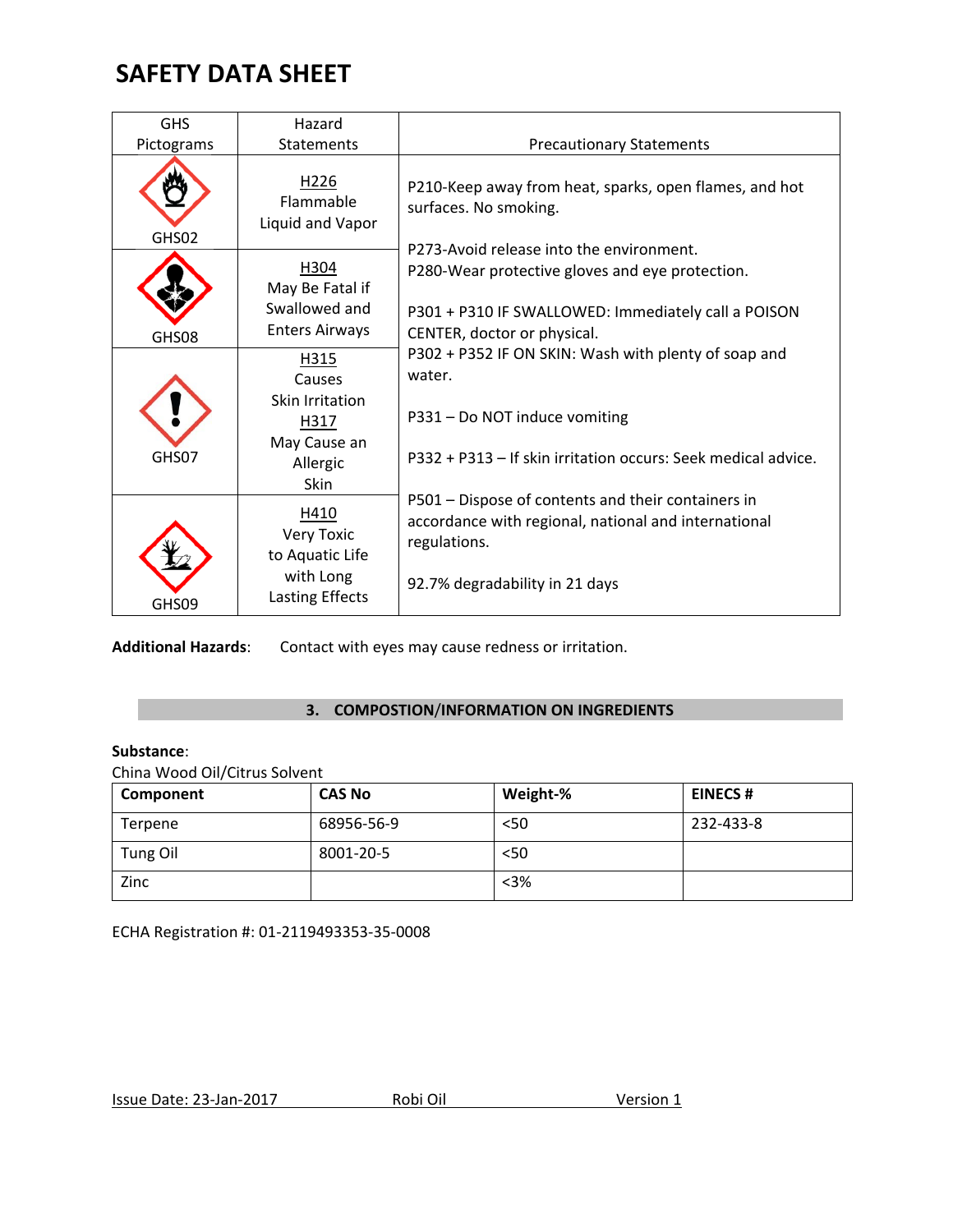# SAFETY DATA SHEET

| GHS Pictograms | Hazard Statements | Precautionary Statements |
|---|---|---|
| GHS02 | H226 Flammable Liquid and Vapor | P210-Keep away from heat, sparks, open flames, and hot surfaces. No smoking. P273-Avoid release into the environment. P280-Wear protective gloves and eye protection. P301 + P310 IF SWALLOWED: Immediately call a POISON CENTER, doctor or physical. P302 + P352 IF ON SKIN: Wash with plenty of soap and water. P331 – Do NOT induce vomiting P332 + P313 – If skin irritation occurs: Seek medical advice. P501 – Dispose of contents and their containers in accordance with regional, national and international regulations. 92.7% degradability in 21 days |
| GHS08 | H304 May Be Fatal if Swallowed and Enters Airways | |
| GHS07 | H315 Causes Skin Irritation H317 May Cause an Allergic Skin | |
| GHS09 | H410 Very Toxic to Aquatic Life with Long Lasting Effects | |

**Additional Hazards**: Contact with eyes may cause redness or irritation.

## 3. COMPOSTION/INFORMATION ON INGREDIENTS

**Substance**:
China Wood Oil/Citrus Solvent

| Component | CAS No | Weight-% | EINECS # |
|---|---|---|---|
| Terpene | 68956-56-9 | <50 | 232-433-8 |
| Tung Oil | 8001-20-5 | <50 | |
| Zinc | | <3% | |

ECHA Registration #: 01-2119493353-35-0008

Issue Date: 23-Jan-2017 Robi Oil Version 1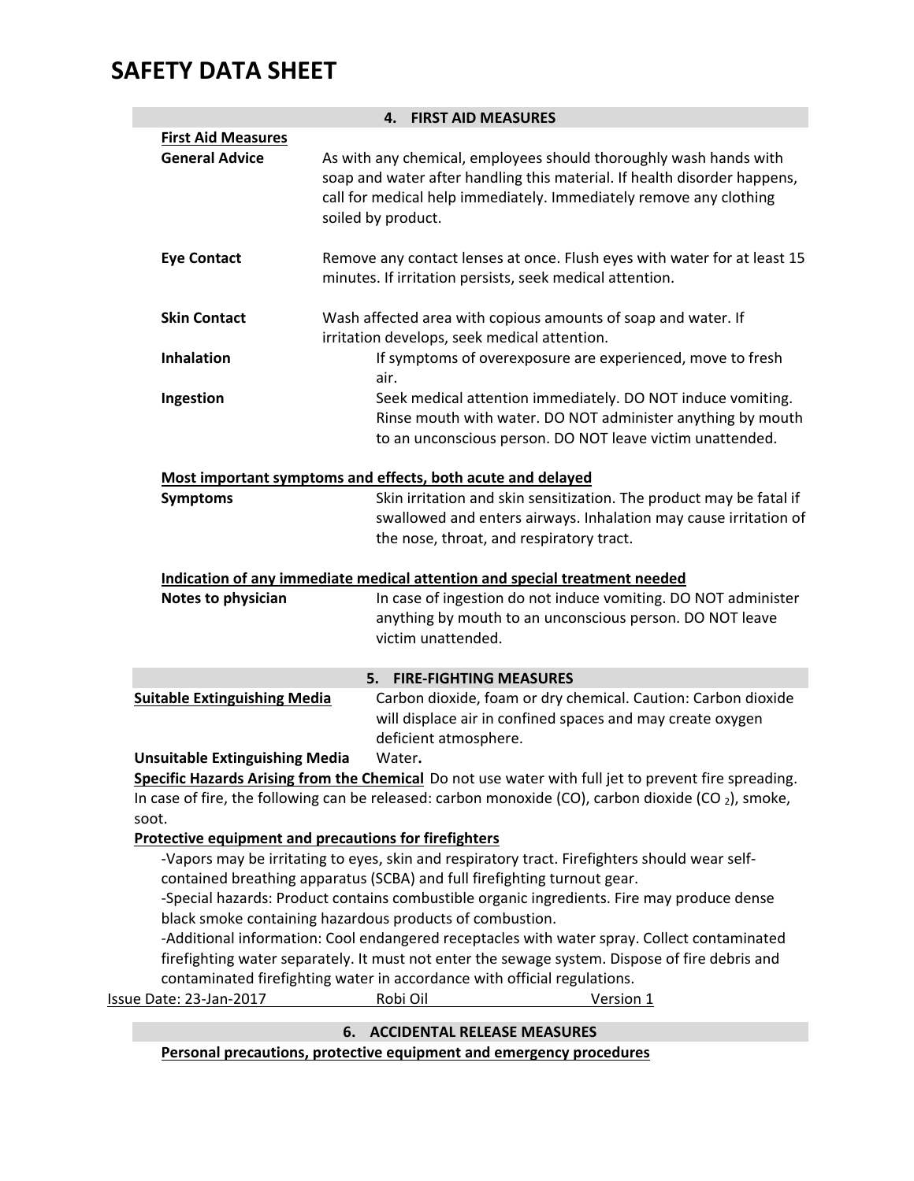# SAFETY DATA SHEET

## 4. FIRST AID MEASURES

**First Aid Measures**

**General Advice** As with any chemical, employees should thoroughly wash hands with soap and water after handling this material. If health disorder happens, call for medical help immediately. Immediately remove any clothing soiled by product.

**Eye Contact** Remove any contact lenses at once. Flush eyes with water for at least 15 minutes. If irritation persists, seek medical attention.

**Skin Contact** Wash affected area with copious amounts of soap and water. If irritation develops, seek medical attention.

**Inhalation** If symptoms of overexposure are experienced, move to fresh air.

**Ingestion** Seek medical attention immediately. DO NOT induce vomiting. Rinse mouth with water. DO NOT administer anything by mouth to an unconscious person. DO NOT leave victim unattended.

**Most important symptoms and effects, both acute and delayed**

**Symptoms** Skin irritation and skin sensitization. The product may be fatal if swallowed and enters airways. Inhalation may cause irritation of the nose, throat, and respiratory tract.

**Indication of any immediate medical attention and special treatment needed**

**Notes to physician** In case of ingestion do not induce vomiting. DO NOT administer anything by mouth to an unconscious person. DO NOT leave victim unattended.

## 5. FIRE-FIGHTING MEASURES

**Suitable Extinguishing Media** Carbon dioxide, foam or dry chemical. Caution: Carbon dioxide will displace air in confined spaces and may create oxygen deficient atmosphere.

**Unsuitable Extinguishing Media** Water**.**

**Specific Hazards Arising from the Chemical** Do not use water with full jet to prevent fire spreading. In case of fire, the following can be released: carbon monoxide (CO), carbon dioxide ($CO_2$), smoke, soot.

**Protective equipment and precautions for firefighters**

-Vapors may be irritating to eyes, skin and respiratory tract. Firefighters should wear self-contained breathing apparatus (SCBA) and full firefighting turnout gear.

-Special hazards: Product contains combustible organic ingredients. Fire may produce dense black smoke containing hazardous products of combustion.

-Additional information: Cool endangered receptacles with water spray. Collect contaminated firefighting water separately. It must not enter the sewage system. Dispose of fire debris and contaminated firefighting water in accordance with official regulations.

## 6. ACCIDENTAL RELEASE MEASURES

**Personal precautions, protective equipment and emergency procedures**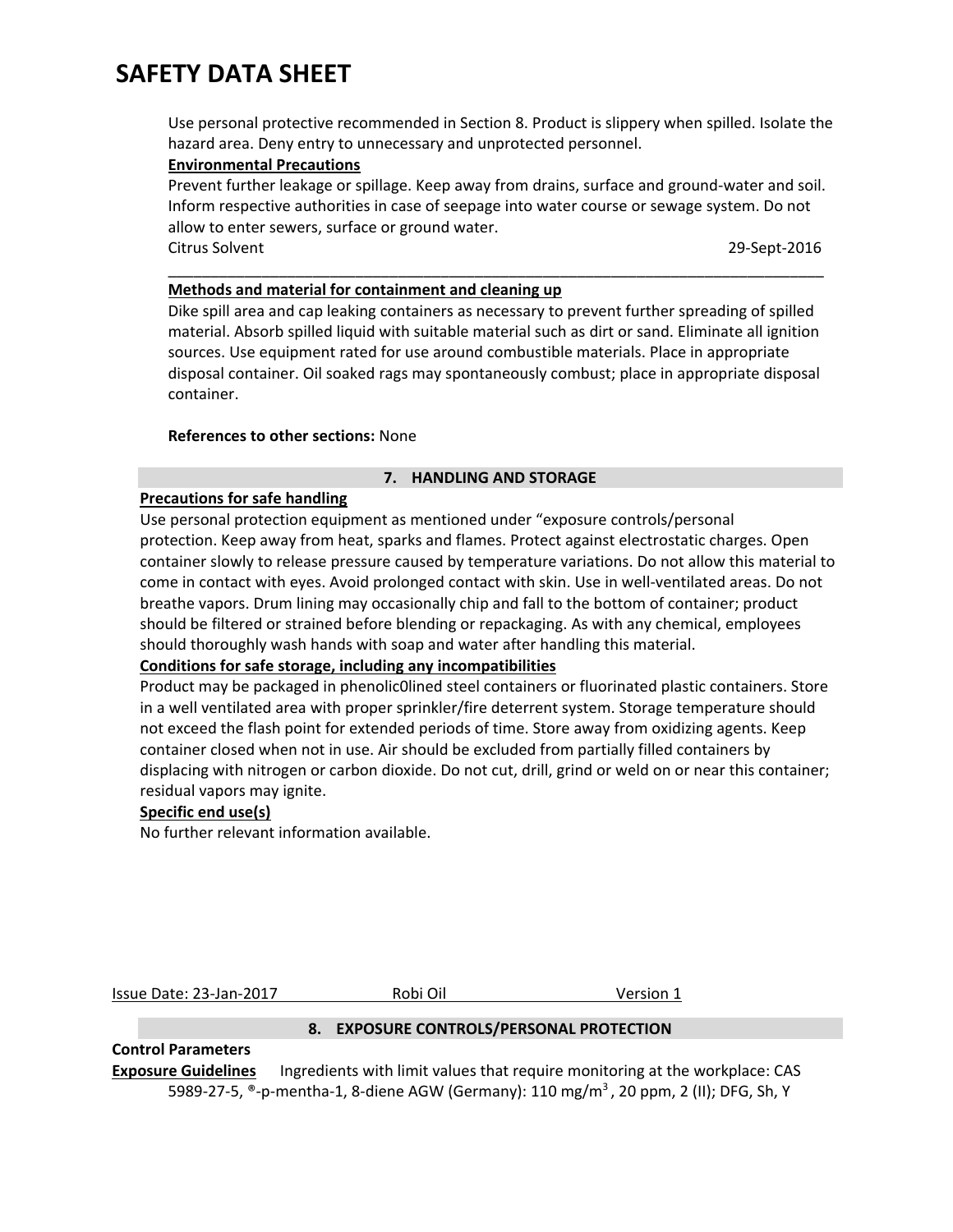# SAFETY DATA SHEET

Use personal protective recommended in Section 8. Product is slippery when spilled. Isolate the hazard area. Deny entry to unnecessary and unprotected personnel.

**Environmental Precautions**

Prevent further leakage or spillage. Keep away from drains, surface and ground-water and soil. Inform respective authorities in case of seepage into water course or sewage system. Do not allow to enter sewers, surface or ground water.

**Methods and material for containment and cleaning up**

Dike spill area and cap leaking containers as necessary to prevent further spreading of spilled material. Absorb spilled liquid with suitable material such as dirt or sand. Eliminate all ignition sources. Use equipment rated for use around combustible materials. Place in appropriate disposal container. Oil soaked rags may spontaneously combust; place in appropriate disposal container.

**References to other sections:** None

## 7. HANDLING AND STORAGE

**Precautions for safe handling**

Use personal protection equipment as mentioned under "exposure controls/personal protection. Keep away from heat, sparks and flames. Protect against electrostatic charges. Open container slowly to release pressure caused by temperature variations. Do not allow this material to come in contact with eyes. Avoid prolonged contact with skin. Use in well-ventilated areas. Do not breathe vapors. Drum lining may occasionally chip and fall to the bottom of container; product should be filtered or strained before blending or repackaging. As with any chemical, employees should thoroughly wash hands with soap and water after handling this material.

**Conditions for safe storage, including any incompatibilities**

Product may be packaged in phenolic0lined steel containers or fluorinated plastic containers. Store in a well ventilated area with proper sprinkler/fire deterrent system. Storage temperature should not exceed the flash point for extended periods of time. Store away from oxidizing agents. Keep container closed when not in use. Air should be excluded from partially filled containers by displacing with nitrogen or carbon dioxide. Do not cut, drill, grind or weld on or near this container; residual vapors may ignite.

**Specific end use(s)**

No further relevant information available.

## 8. EXPOSURE CONTROLS/PERSONAL PROTECTION

**Control Parameters**

**Exposure Guidelines** Ingredients with limit values that require monitoring at the workplace: CAS 5989-27-5, ®-p-mentha-1, 8-diene AGW (Germany): 110 mg/m$^3$ , 20 ppm, 2 (II); DFG, Sh, Y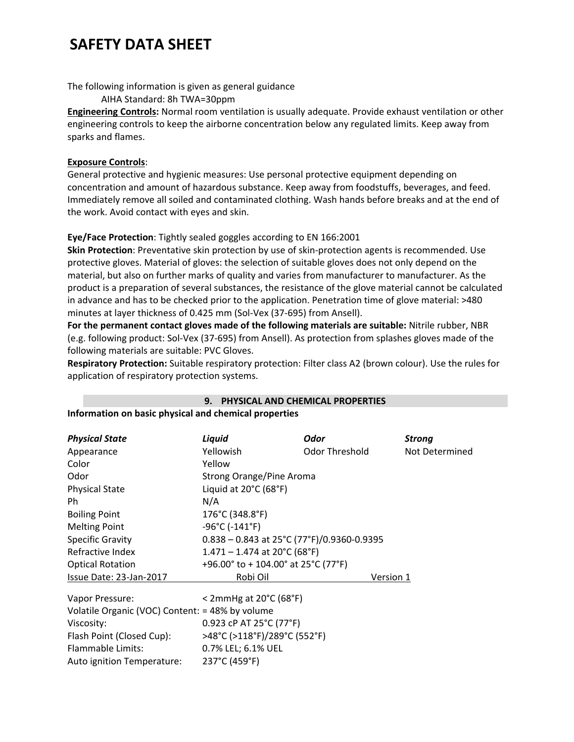# SAFETY DATA SHEET

The following information is given as general guidance

AIHA Standard: 8h TWA=30ppm

**Engineering Controls:** Normal room ventilation is usually adequate. Provide exhaust ventilation or other engineering controls to keep the airborne concentration below any regulated limits. Keep away from sparks and flames.

**Exposure Controls**:

General protective and hygienic measures: Use personal protective equipment depending on concentration and amount of hazardous substance. Keep away from foodstuffs, beverages, and feed. Immediately remove all soiled and contaminated clothing. Wash hands before breaks and at the end of the work. Avoid contact with eyes and skin.

**Eye/Face Protection**: Tightly sealed goggles according to EN 166:2001

**Skin Protection**: Preventative skin protection by use of skin-protection agents is recommended. Use protective gloves. Material of gloves: the selection of suitable gloves does not only depend on the material, but also on further marks of quality and varies from manufacturer to manufacturer. As the product is a preparation of several substances, the resistance of the glove material cannot be calculated in advance and has to be checked prior to the application. Penetration time of glove material: >480 minutes at layer thickness of 0.425 mm (Sol-Vex (37-695) from Ansell).

**For the permanent contact gloves made of the following materials are suitable:** Nitrile rubber, NBR (e.g. following product: Sol-Vex (37-695) from Ansell). As protection from splashes gloves made of the following materials are suitable: PVC Gloves.

**Respiratory Protection:** Suitable respiratory protection: Filter class A2 (brown colour). Use the rules for application of respiratory protection systems.

## 9. PHYSICAL AND CHEMICAL PROPERTIES

**Information on basic physical and chemical properties**

| ***Physical State*** | ***Liquid*** | ***Odor*** | ***Strong*** |
|---|---|---|---|
| Appearance | Yellowish | Odor Threshold | Not Determined |
| Color | Yellow | | |
| Odor | Strong Orange/Pine Aroma | | |
| Physical State | Liquid at 20°C (68°F) | | |
| Ph | N/A | | |
| Boiling Point | 176°C (348.8°F) | | |
| Melting Point | -96°C (-141°F) | | |
| Specific Gravity | 0.838 – 0.843 at 25°C (77°F)/0.9360-0.9395 | | |
| Refractive Index | 1.471 – 1.474 at 20°C (68°F) | | |
| Optical Rotation | +96.00° to + 104.00° at 25°C (77°F) | | |

| | |
|---|---|
| Vapor Pressure: | < 2mmHg at 20°C (68°F) |
| Volatile Organic (VOC) Content: | = 48% by volume |
| Viscosity: | 0.923 cP AT 25°C (77°F) |
| Flash Point (Closed Cup): | >48°C (>118°F)/289°C (552°F) |
| Flammable Limits: | 0.7% LEL; 6.1% UEL |
| Auto ignition Temperature: | 237°C (459°F) |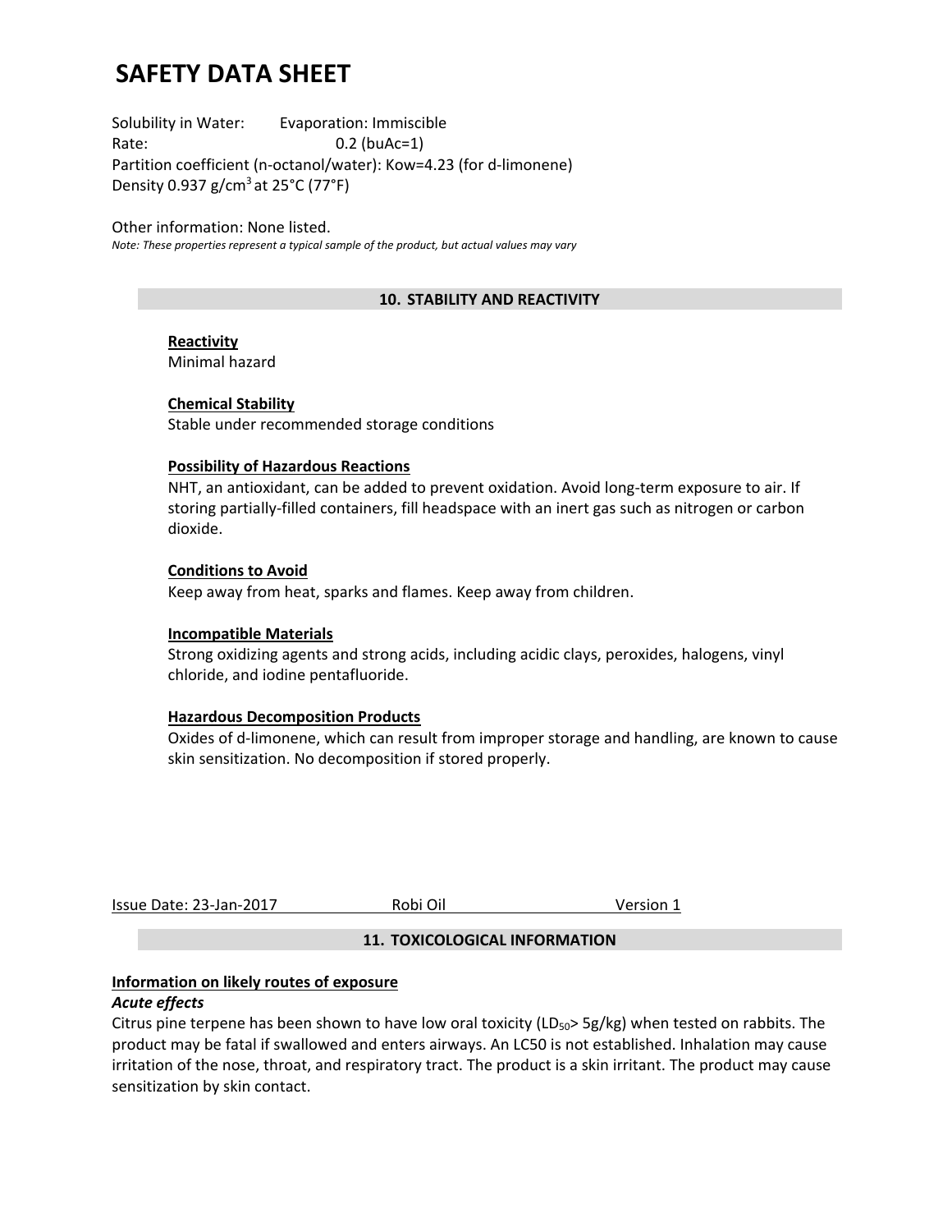# SAFETY DATA SHEET

Solubility in Water: Evaporation: Immiscible
Rate: 0.2 (buAc=1)
Partition coefficient (n-octanol/water): Kow=4.23 (for d-limonene)
Density 0.937 g/cm$^3$ at 25°C (77°F)

Other information: None listed.
*Note: These properties represent a typical sample of the product, but actual values may vary*

## 10. STABILITY AND REACTIVITY

**Reactivity**
Minimal hazard

**Chemical Stability**
Stable under recommended storage conditions

**Possibility of Hazardous Reactions**
NHT, an antioxidant, can be added to prevent oxidation. Avoid long-term exposure to air. If storing partially-filled containers, fill headspace with an inert gas such as nitrogen or carbon dioxide.

**Conditions to Avoid**
Keep away from heat, sparks and flames. Keep away from children.

**Incompatible Materials**
Strong oxidizing agents and strong acids, including acidic clays, peroxides, halogens, vinyl chloride, and iodine pentafluoride.

**Hazardous Decomposition Products**
Oxides of d-limonene, which can result from improper storage and handling, are known to cause skin sensitization. No decomposition if stored properly.

## 11. TOXICOLOGICAL INFORMATION

**Information on likely routes of exposure**

***Acute effects***

Citrus pine terpene has been shown to have low oral toxicity ($LD_{50}$> 5g/kg) when tested on rabbits. The product may be fatal if swallowed and enters airways. An LC50 is not established. Inhalation may cause irritation of the nose, throat, and respiratory tract. The product is a skin irritant. The product may cause sensitization by skin contact.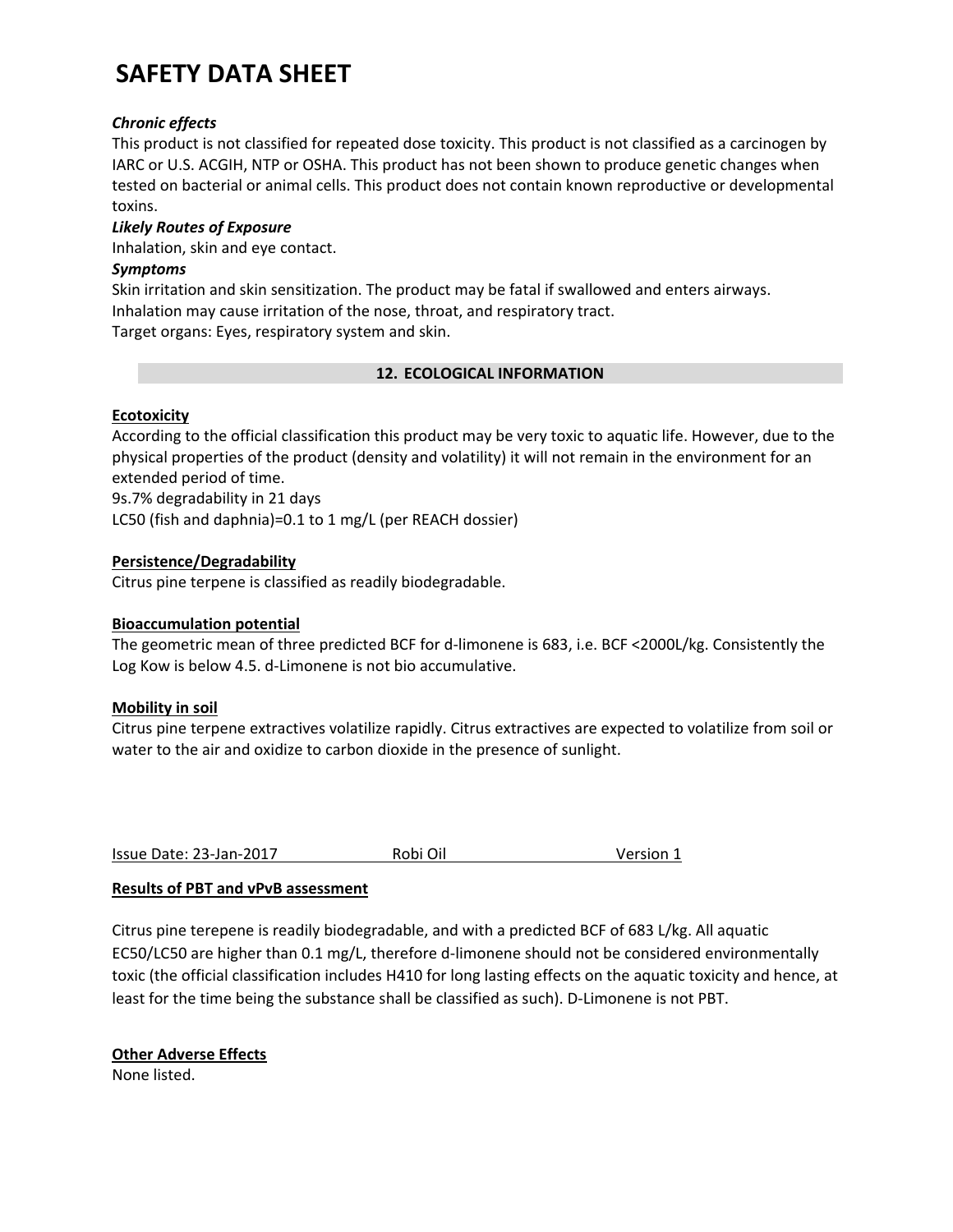### *Chronic effects*

This product is not classified for repeated dose toxicity. This product is not classified as a carcinogen by IARC or U.S. ACGIH, NTP or OSHA. This product has not been shown to produce genetic changes when tested on bacterial or animal cells. This product does not contain known reproductive or developmental toxins.

### *Likely Routes of Exposure*

Inhalation, skin and eye contact.

### *Symptoms*

Skin irritation and skin sensitization. The product may be fatal if swallowed and enters airways.
Inhalation may cause irritation of the nose, throat, and respiratory tract.
Target organs: Eyes, respiratory system and skin.

## 12. ECOLOGICAL INFORMATION

**Ecotoxicity**

According to the official classification this product may be very toxic to aquatic life. However, due to the physical properties of the product (density and volatility) it will not remain in the environment for an extended period of time.
9s.7% degradability in 21 days
LC50 (fish and daphnia)=0.1 to 1 mg/L (per REACH dossier)

**Persistence/Degradability**

Citrus pine terpene is classified as readily biodegradable.

**Bioaccumulation potential**

The geometric mean of three predicted BCF for d-limonene is 683, i.e. BCF <2000L/kg. Consistently the Log Kow is below 4.5. d-Limonene is not bio accumulative.

**Mobility in soil**

Citrus pine terpene extractives volatilize rapidly. Citrus extractives are expected to volatilize from soil or water to the air and oxidize to carbon dioxide in the presence of sunlight.

**Results of PBT and vPvB assessment**

Citrus pine terepene is readily biodegradable, and with a predicted BCF of 683 L/kg. All aquatic EC50/LC50 are higher than 0.1 mg/L, therefore d-limonene should not be considered environmentally toxic (the official classification includes H410 for long lasting effects on the aquatic toxicity and hence, at least for the time being the substance shall be classified as such). D-Limonene is not PBT.

**Other Adverse Effects**

None listed.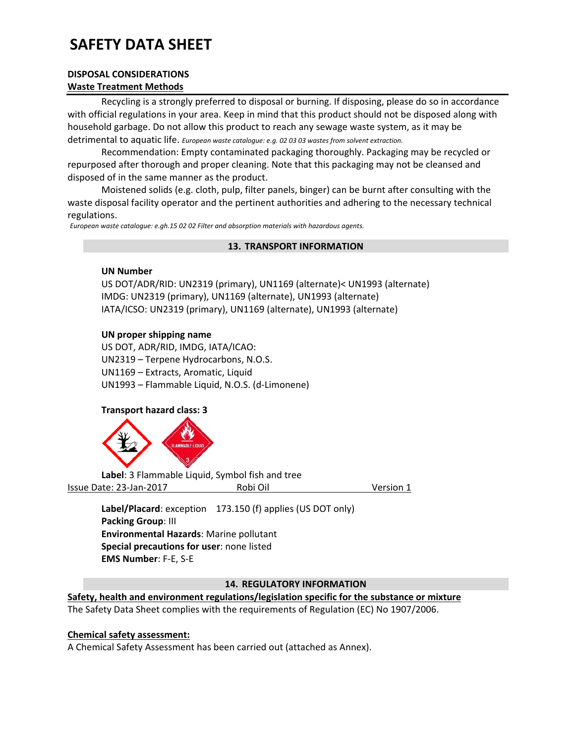# SAFETY DATA SHEET

**DISPOSAL CONSIDERATIONS**

**Waste Treatment Methods**

Recycling is a strongly preferred to disposal or burning. If disposing, please do so in accordance with official regulations in your area. Keep in mind that this product should not be disposed along with household garbage. Do not allow this product to reach any sewage waste system, as it may be detrimental to aquatic life. *European waste catalogue: e.g. 02 03 03 wastes from solvent extraction.*

Recommendation: Empty contaminated packaging thoroughly. Packaging may be recycled or repurposed after thorough and proper cleaning. Note that this packaging may not be cleansed and disposed of in the same manner as the product.

Moistened solids (e.g. cloth, pulp, filter panels, binger) can be burnt after consulting with the waste disposal facility operator and the pertinent authorities and adhering to the necessary technical regulations.

*European waste catalogue: e.gh.15 02 02 Filter and absorption materials with hazardous agents.*

## 13. TRANSPORT INFORMATION

**UN Number**

US DOT/ADR/RID: UN2319 (primary), UN1169 (alternate)< UN1993 (alternate)
IMDG: UN2319 (primary), UN1169 (alternate), UN1993 (alternate)
IATA/ICSO: UN2319 (primary), UN1169 (alternate), UN1993 (alternate)

**UN proper shipping name**

US DOT, ADR/RID, IMDG, IATA/ICAO:
UN2319 – Terpene Hydrocarbons, N.O.S.
UN1169 – Extracts, Aromatic, Liquid
UN1993 – Flammable Liquid, N.O.S. (d-Limonene)

**Transport hazard class: 3**

**Label**: 3 Flammable Liquid, Symbol fish and tree

**Label/Placard**: exception 173.150 (f) applies (US DOT only)
**Packing Group**: III
**Environmental Hazards**: Marine pollutant
**Special precautions for user**: none listed
**EMS Number**: F-E, S-E

## 14. REGULATORY INFORMATION

**Safety, health and environment regulations/legislation specific for the substance or mixture**

The Safety Data Sheet complies with the requirements of Regulation (EC) No 1907/2006.

**Chemical safety assessment:**

A Chemical Safety Assessment has been carried out (attached as Annex).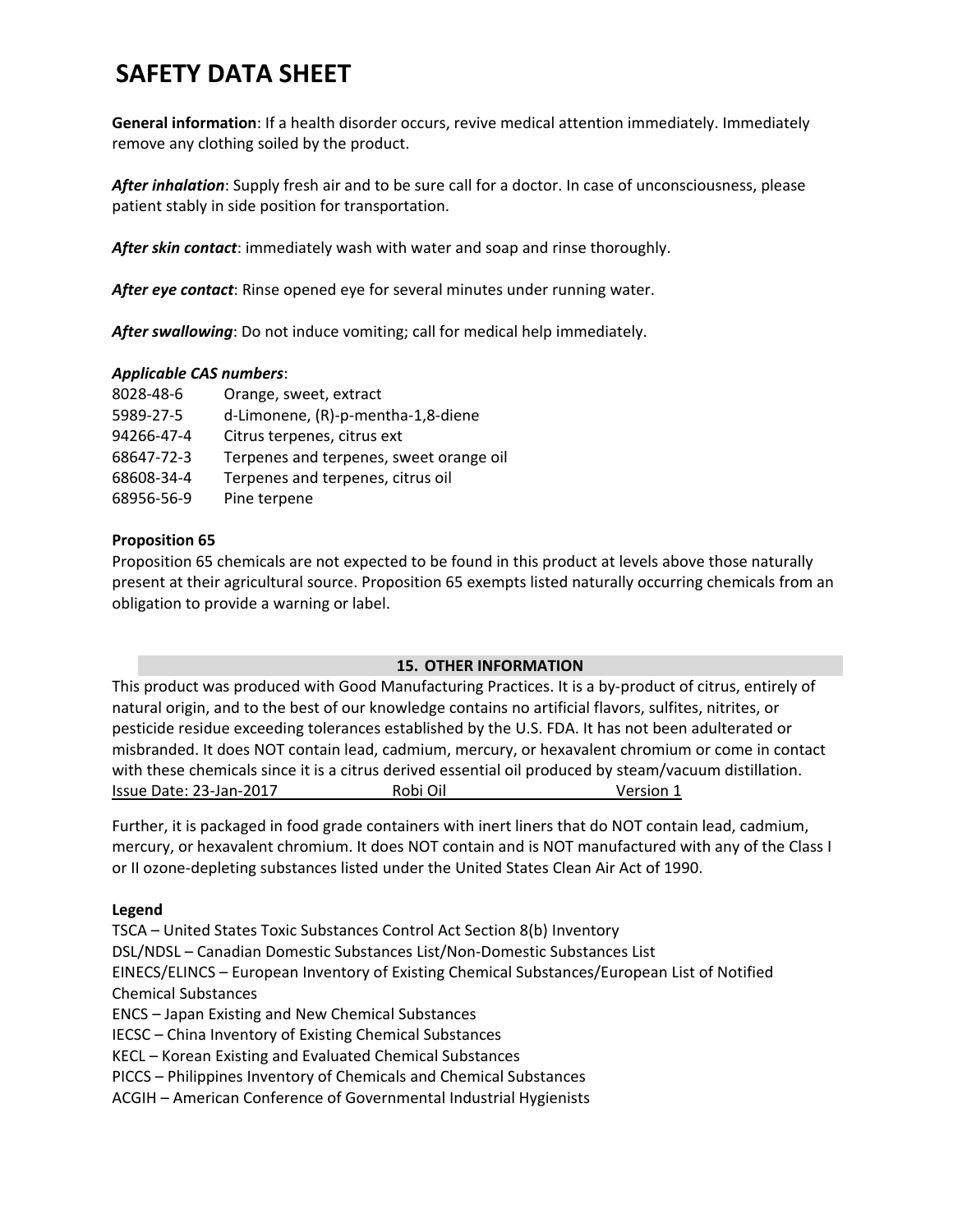# SAFETY DATA SHEET

**General information**: If a health disorder occurs, revive medical attention immediately. Immediately remove any clothing soiled by the product.

***After inhalation***: Supply fresh air and to be sure call for a doctor. In case of unconsciousness, please patient stably in side position for transportation.

***After skin contact***: immediately wash with water and soap and rinse thoroughly.

***After eye contact***: Rinse opened eye for several minutes under running water.

***After swallowing***: Do not induce vomiting; call for medical help immediately.

***Applicable CAS numbers***:

| | |
|---|---|
| 8028-48-6 | Orange, sweet, extract |
| 5989-27-5 | d-Limonene, (R)-p-mentha-1,8-diene |
| 94266-47-4 | Citrus terpenes, citrus ext |
| 68647-72-3 | Terpenes and terpenes, sweet orange oil |
| 68608-34-4 | Terpenes and terpenes, citrus oil |
| 68956-56-9 | Pine terpene |

**Proposition 65**

Proposition 65 chemicals are not expected to be found in this product at levels above those naturally present at their agricultural source. Proposition 65 exempts listed naturally occurring chemicals from an obligation to provide a warning or label.

## 15. OTHER INFORMATION

This product was produced with Good Manufacturing Practices. It is a by-product of citrus, entirely of natural origin, and to the best of our knowledge contains no artificial flavors, sulfites, nitrites, or pesticide residue exceeding tolerances established by the U.S. FDA. It has not been adulterated or misbranded. It does NOT contain lead, cadmium, mercury, or hexavalent chromium or come in contact with these chemicals since it is a citrus derived essential oil produced by steam/vacuum distillation.

Issue Date: 23-Jan-2017 Robi Oil Version 1

Further, it is packaged in food grade containers with inert liners that do NOT contain lead, cadmium, mercury, or hexavalent chromium. It does NOT contain and is NOT manufactured with any of the Class I or II ozone-depleting substances listed under the United States Clean Air Act of 1990.

**Legend**

TSCA – United States Toxic Substances Control Act Section 8(b) Inventory
DSL/NDSL – Canadian Domestic Substances List/Non-Domestic Substances List
EINECS/ELINCS – European Inventory of Existing Chemical Substances/European List of Notified Chemical Substances
ENCS – Japan Existing and New Chemical Substances
IECSC – China Inventory of Existing Chemical Substances
KECL – Korean Existing and Evaluated Chemical Substances
PICCS – Philippines Inventory of Chemicals and Chemical Substances
ACGIH – American Conference of Governmental Industrial Hygienists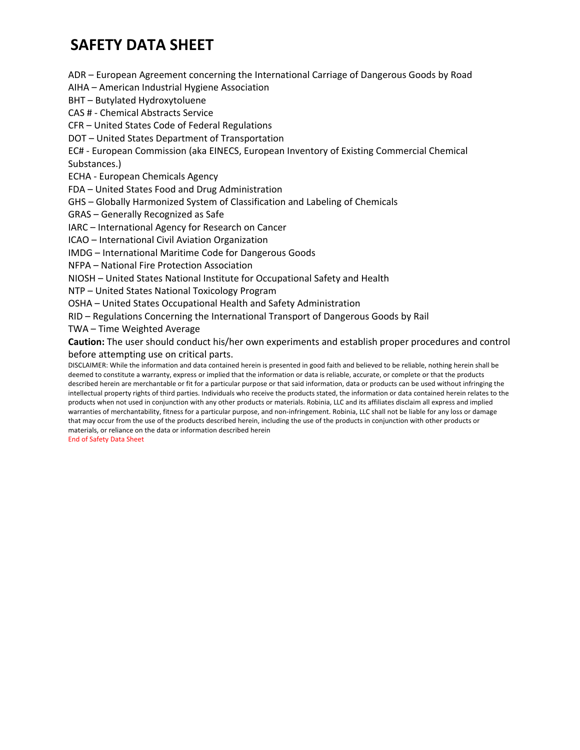# SAFETY DATA SHEET

ADR – European Agreement concerning the International Carriage of Dangerous Goods by Road
AIHA – American Industrial Hygiene Association
BHT – Butylated Hydroxytoluene
CAS # - Chemical Abstracts Service
CFR – United States Code of Federal Regulations
DOT – United States Department of Transportation
EC# - European Commission (aka EINECS, European Inventory of Existing Commercial Chemical Substances.)
ECHA - European Chemicals Agency
FDA – United States Food and Drug Administration
GHS – Globally Harmonized System of Classification and Labeling of Chemicals
GRAS – Generally Recognized as Safe
IARC – International Agency for Research on Cancer
ICAO – International Civil Aviation Organization
IMDG – International Maritime Code for Dangerous Goods
NFPA – National Fire Protection Association
NIOSH – United States National Institute for Occupational Safety and Health
NTP – United States National Toxicology Program
OSHA – United States Occupational Health and Safety Administration
RID – Regulations Concerning the International Transport of Dangerous Goods by Rail
TWA – Time Weighted Average

**Caution:** The user should conduct his/her own experiments and establish proper procedures and control before attempting use on critical parts.

DISCLAIMER: While the information and data contained herein is presented in good faith and believed to be reliable, nothing herein shall be deemed to constitute a warranty, express or implied that the information or data is reliable, accurate, or complete or that the products described herein are merchantable or fit for a particular purpose or that said information, data or products can be used without infringing the intellectual property rights of third parties. Individuals who receive the products stated, the information or data contained herein relates to the products when not used in conjunction with any other products or materials. Robinia, LLC and its affiliates disclaim all express and implied warranties of merchantability, fitness for a particular purpose, and non-infringement. Robinia, LLC shall not be liable for any loss or damage that may occur from the use of the products described herein, including the use of the products in conjunction with other products or materials, or reliance on the data or information described herein

End of Safety Data Sheet